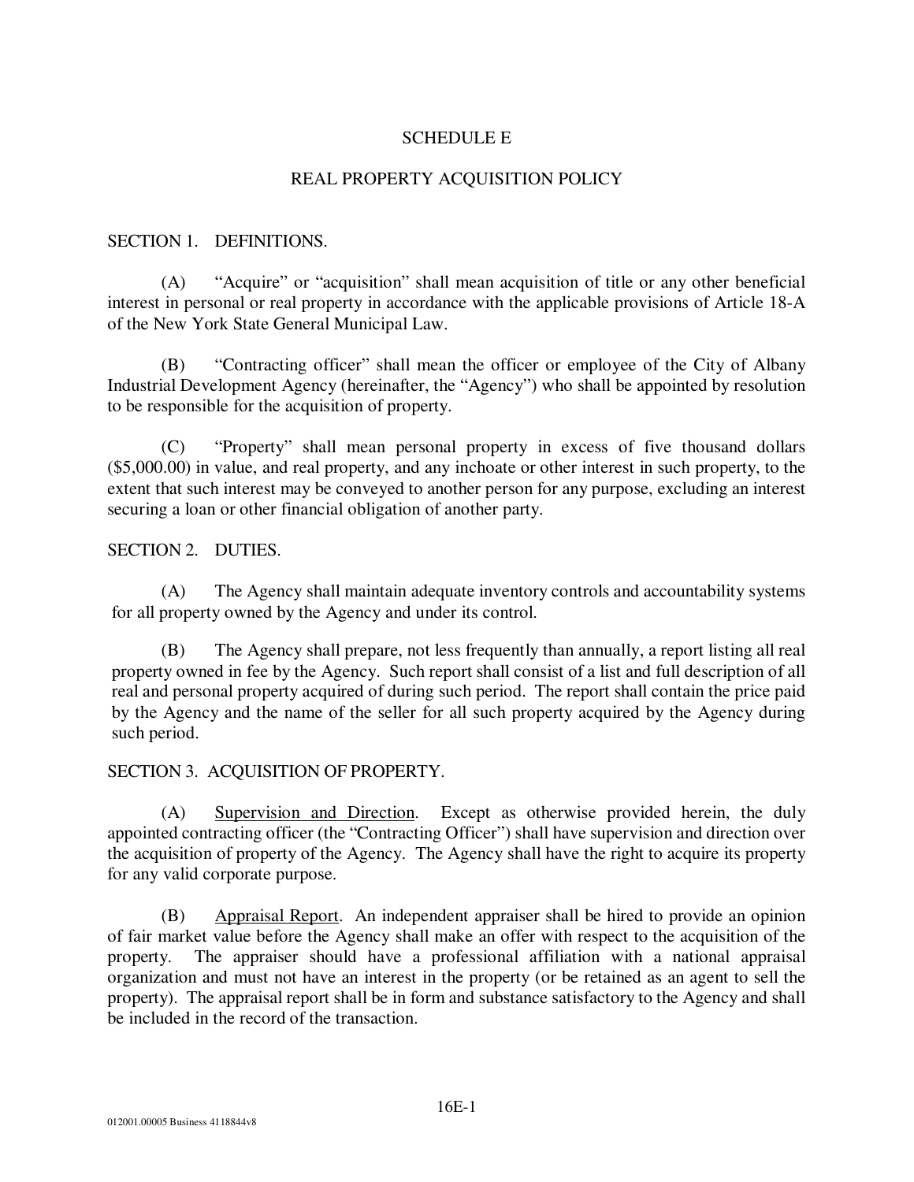# SCHEDULE E

## REAL PROPERTY ACQUISITION POLICY

SECTION 1. DEFINITIONS.

(A) "Acquire" or "acquisition" shall mean acquisition of title or any other beneficial interest in personal or real property in accordance with the applicable provisions of Article 18-A of the New York State General Municipal Law.

(B) "Contracting officer" shall mean the officer or employee of the City of Albany Industrial Development Agency (hereinafter, the "Agency") who shall be appointed by resolution to be responsible for the acquisition of property.

(C) "Property" shall mean personal property in excess of five thousand dollars ($5,000.00) in value, and real property, and any inchoate or other interest in such property, to the extent that such interest may be conveyed to another person for any purpose, excluding an interest securing a loan or other financial obligation of another party.

SECTION 2. DUTIES.

(A) The Agency shall maintain adequate inventory controls and accountability systems for all property owned by the Agency and under its control.

(B) The Agency shall prepare, not less frequently than annually, a report listing all real property owned in fee by the Agency. Such report shall consist of a list and full description of all real and personal property acquired of during such period. The report shall contain the price paid by the Agency and the name of the seller for all such property acquired by the Agency during such period.

SECTION 3. ACQUISITION OF PROPERTY.

(A) <u>Supervision and Direction</u>. Except as otherwise provided herein, the duly appointed contracting officer (the "Contracting Officer") shall have supervision and direction over the acquisition of property of the Agency. The Agency shall have the right to acquire its property for any valid corporate purpose.

(B) <u>Appraisal Report</u>. An independent appraiser shall be hired to provide an opinion of fair market value before the Agency shall make an offer with respect to the acquisition of the property. The appraiser should have a professional affiliation with a national appraisal organization and must not have an interest in the property (or be retained as an agent to sell the property). The appraisal report shall be in form and substance satisfactory to the Agency and shall be included in the record of the transaction.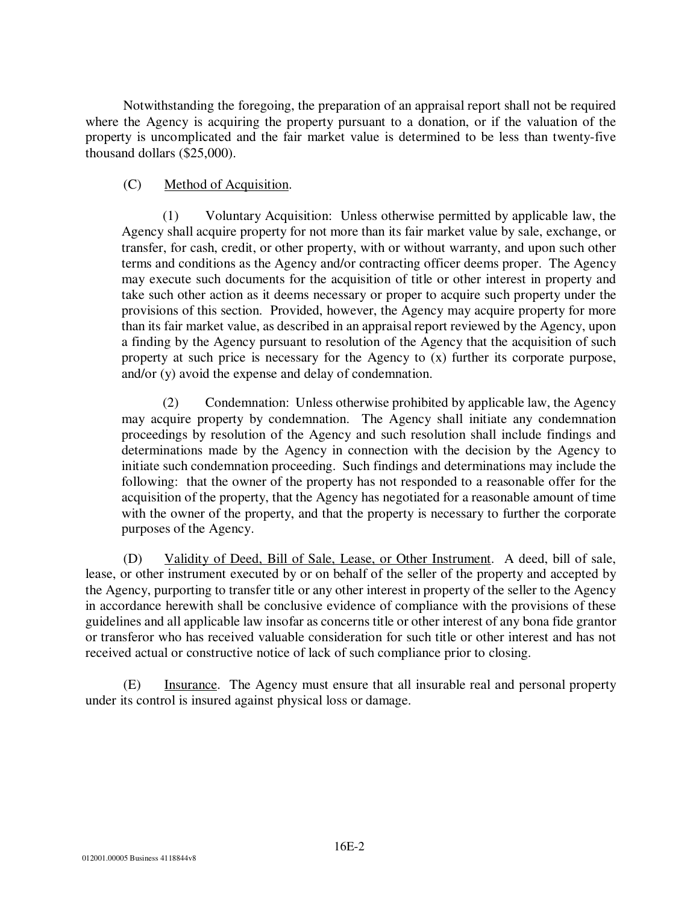Notwithstanding the foregoing, the preparation of an appraisal report shall not be required where the Agency is acquiring the property pursuant to a donation, or if the valuation of the property is uncomplicated and the fair market value is determined to be less than twenty-five thousand dollars ($25,000).

(C) Method of Acquisition.

(1) Voluntary Acquisition: Unless otherwise permitted by applicable law, the Agency shall acquire property for not more than its fair market value by sale, exchange, or transfer, for cash, credit, or other property, with or without warranty, and upon such other terms and conditions as the Agency and/or contracting officer deems proper. The Agency may execute such documents for the acquisition of title or other interest in property and take such other action as it deems necessary or proper to acquire such property under the provisions of this section. Provided, however, the Agency may acquire property for more than its fair market value, as described in an appraisal report reviewed by the Agency, upon a finding by the Agency pursuant to resolution of the Agency that the acquisition of such property at such price is necessary for the Agency to (x) further its corporate purpose, and/or (y) avoid the expense and delay of condemnation.

(2) Condemnation: Unless otherwise prohibited by applicable law, the Agency may acquire property by condemnation. The Agency shall initiate any condemnation proceedings by resolution of the Agency and such resolution shall include findings and determinations made by the Agency in connection with the decision by the Agency to initiate such condemnation proceeding. Such findings and determinations may include the following: that the owner of the property has not responded to a reasonable offer for the acquisition of the property, that the Agency has negotiated for a reasonable amount of time with the owner of the property, and that the property is necessary to further the corporate purposes of the Agency.

(D) Validity of Deed, Bill of Sale, Lease, or Other Instrument. A deed, bill of sale, lease, or other instrument executed by or on behalf of the seller of the property and accepted by the Agency, purporting to transfer title or any other interest in property of the seller to the Agency in accordance herewith shall be conclusive evidence of compliance with the provisions of these guidelines and all applicable law insofar as concerns title or other interest of any bona fide grantor or transferor who has received valuable consideration for such title or other interest and has not received actual or constructive notice of lack of such compliance prior to closing.

(E) Insurance. The Agency must ensure that all insurable real and personal property under its control is insured against physical loss or damage.